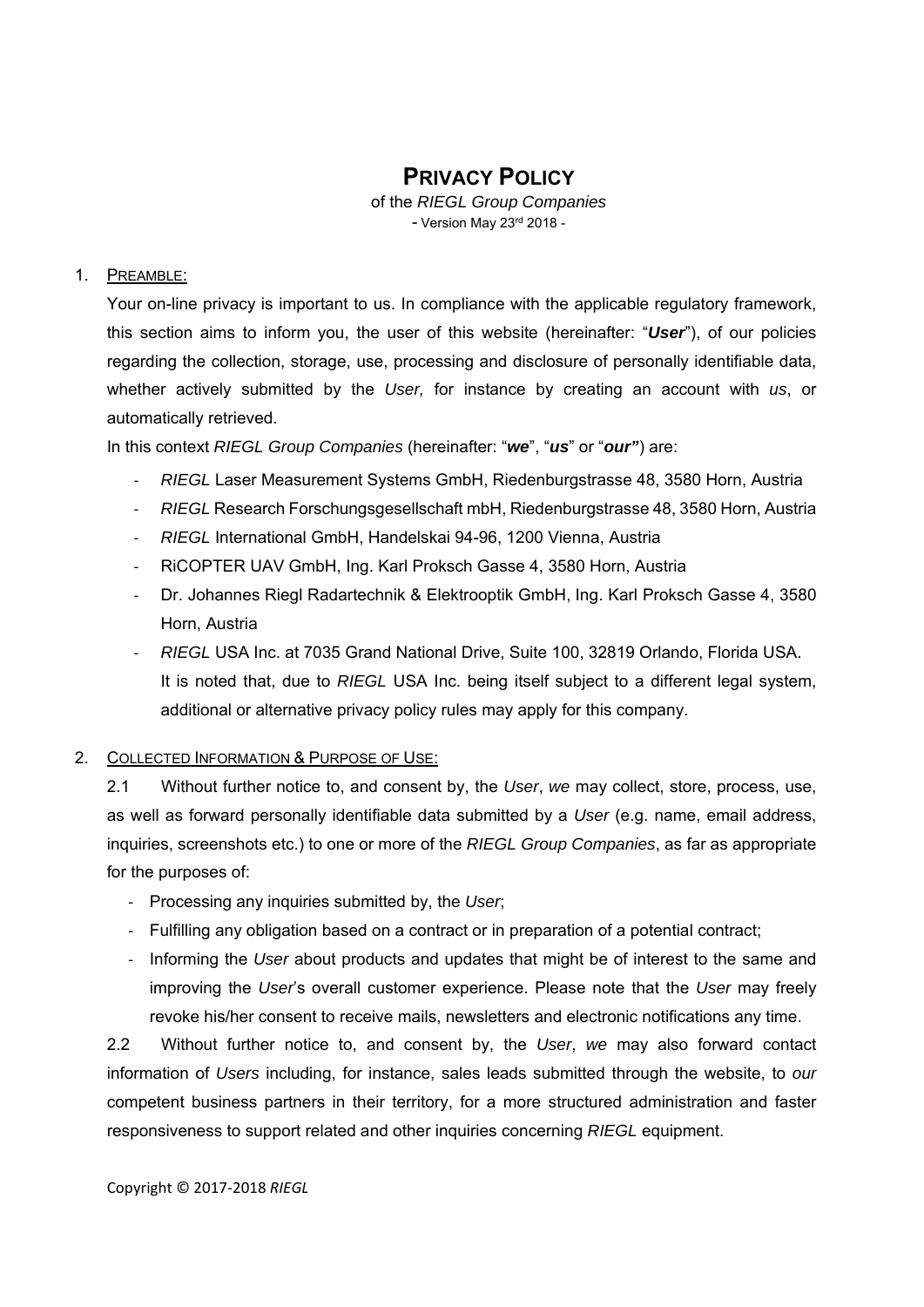# **PRIVACY POLICY**

of the *RIEGL Group Companies*
- Version May 23rd 2018 -

1. PREAMBLE:

   Your on-line privacy is important to us. In compliance with the applicable regulatory framework, this section aims to inform you, the user of this website (hereinafter: "***User***"), of our policies regarding the collection, storage, use, processing and disclosure of personally identifiable data, whether actively submitted by the *User,* for instance by creating an account with *us*, or automatically retrieved.

   In this context *RIEGL Group Companies* (hereinafter: "***we***", "***us***" or "***our"***) are:

   - *RIEGL* Laser Measurement Systems GmbH, Riedenburgstrasse 48, 3580 Horn, Austria
   - *RIEGL* Research Forschungsgesellschaft mbH, Riedenburgstrasse 48, 3580 Horn, Austria
   - *RIEGL* International GmbH, Handelskai 94-96, 1200 Vienna, Austria
   - RiCOPTER UAV GmbH, Ing. Karl Proksch Gasse 4, 3580 Horn, Austria
   - Dr. Johannes Riegl Radartechnik & Elektrooptik GmbH, Ing. Karl Proksch Gasse 4, 3580 Horn, Austria
   - *RIEGL* USA Inc. at 7035 Grand National Drive, Suite 100, 32819 Orlando, Florida USA. It is noted that, due to *RIEGL* USA Inc. being itself subject to a different legal system, additional or alternative privacy policy rules may apply for this company.

2. COLLECTED INFORMATION & PURPOSE OF USE:

   2.1 Without further notice to, and consent by, the *User*, *we* may collect, store, process, use, as well as forward personally identifiable data submitted by a *User* (e.g. name, email address, inquiries, screenshots etc.) to one or more of the *RIEGL Group Companies*, as far as appropriate for the purposes of:

   - Processing any inquiries submitted by, the *User*;
   - Fulfilling any obligation based on a contract or in preparation of a potential contract;
   - Informing the *User* about products and updates that might be of interest to the same and improving the *User*'s overall customer experience. Please note that the *User* may freely revoke his/her consent to receive mails, newsletters and electronic notifications any time.

   2.2 Without further notice to, and consent by, the *User*, *we* may also forward contact information of *Users* including, for instance, sales leads submitted through the website, to *our* competent business partners in their territory, for a more structured administration and faster responsiveness to support related and other inquiries concerning *RIEGL* equipment.

Copyright © 2017-2018 *RIEGL*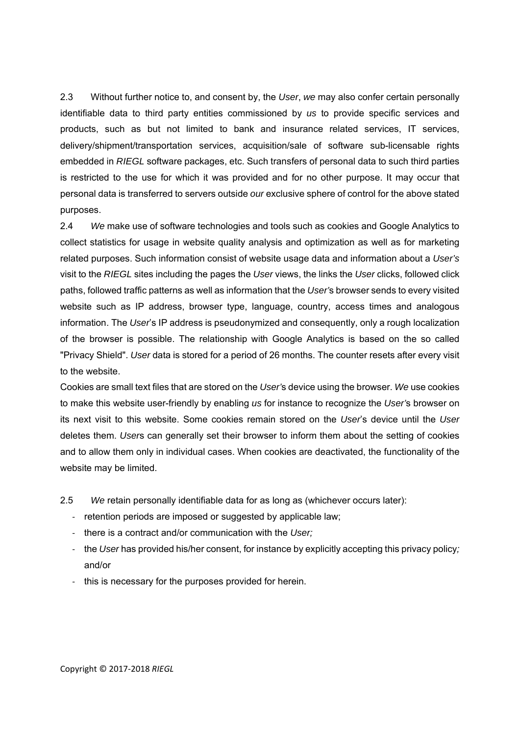2.3 Without further notice to, and consent by, the *User*, *we* may also confer certain personally identifiable data to third party entities commissioned by *us* to provide specific services and products, such as but not limited to bank and insurance related services, IT services, delivery/shipment/transportation services, acquisition/sale of software sub-licensable rights embedded in *RIEGL* software packages, etc. Such transfers of personal data to such third parties is restricted to the use for which it was provided and for no other purpose. It may occur that personal data is transferred to servers outside *our* exclusive sphere of control for the above stated purposes.

2.4 *We* make use of software technologies and tools such as cookies and Google Analytics to collect statistics for usage in website quality analysis and optimization as well as for marketing related purposes. Such information consist of website usage data and information about a *User's* visit to the *RIEGL* sites including the pages the *User* views, the links the *User* clicks, followed click paths, followed traffic patterns as well as information that the *User*'s browser sends to every visited website such as IP address, browser type, language, country, access times and analogous information. The *User*'s IP address is pseudonymized and consequently, only a rough localization of the browser is possible. The relationship with Google Analytics is based on the so called "Privacy Shield". *User* data is stored for a period of 26 months. The counter resets after every visit to the website.

Cookies are small text files that are stored on the *User*'s device using the browser. *We* use cookies to make this website user-friendly by enabling *us* for instance to recognize the *User*'s browser on its next visit to this website. Some cookies remain stored on the *User*'s device until the *User* deletes them. *User*s can generally set their browser to inform them about the setting of cookies and to allow them only in individual cases. When cookies are deactivated, the functionality of the website may be limited.

2.5 *We* retain personally identifiable data for as long as (whichever occurs later):

- retention periods are imposed or suggested by applicable law;
- there is a contract and/or communication with the *User;*
- the *User* has provided his/her consent, for instance by explicitly accepting this privacy policy*;* and/or
- this is necessary for the purposes provided for herein.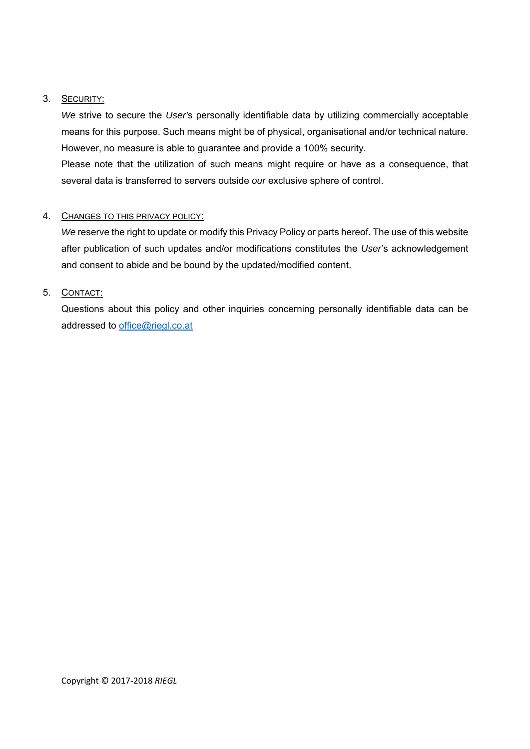3. <u>SECURITY:</u>

   *We* strive to secure the *User's* personally identifiable data by utilizing commercially acceptable means for this purpose. Such means might be of physical, organisational and/or technical nature. However, no measure is able to guarantee and provide a 100% security.

   Please note that the utilization of such means might require or have as a consequence, that several data is transferred to servers outside *our* exclusive sphere of control.

4. <u>CHANGES TO THIS PRIVACY POLICY:</u>

   *We* reserve the right to update or modify this Privacy Policy or parts hereof. The use of this website after publication of such updates and/or modifications constitutes the *User*'s acknowledgement and consent to abide and be bound by the updated/modified content.

5. <u>CONTACT:</u>

   Questions about this policy and other inquiries concerning personally identifiable data can be addressed to [office@riegl.co.at](mailto:office@riegl.co.at)

Copyright © 2017-2018 *RIEGL*